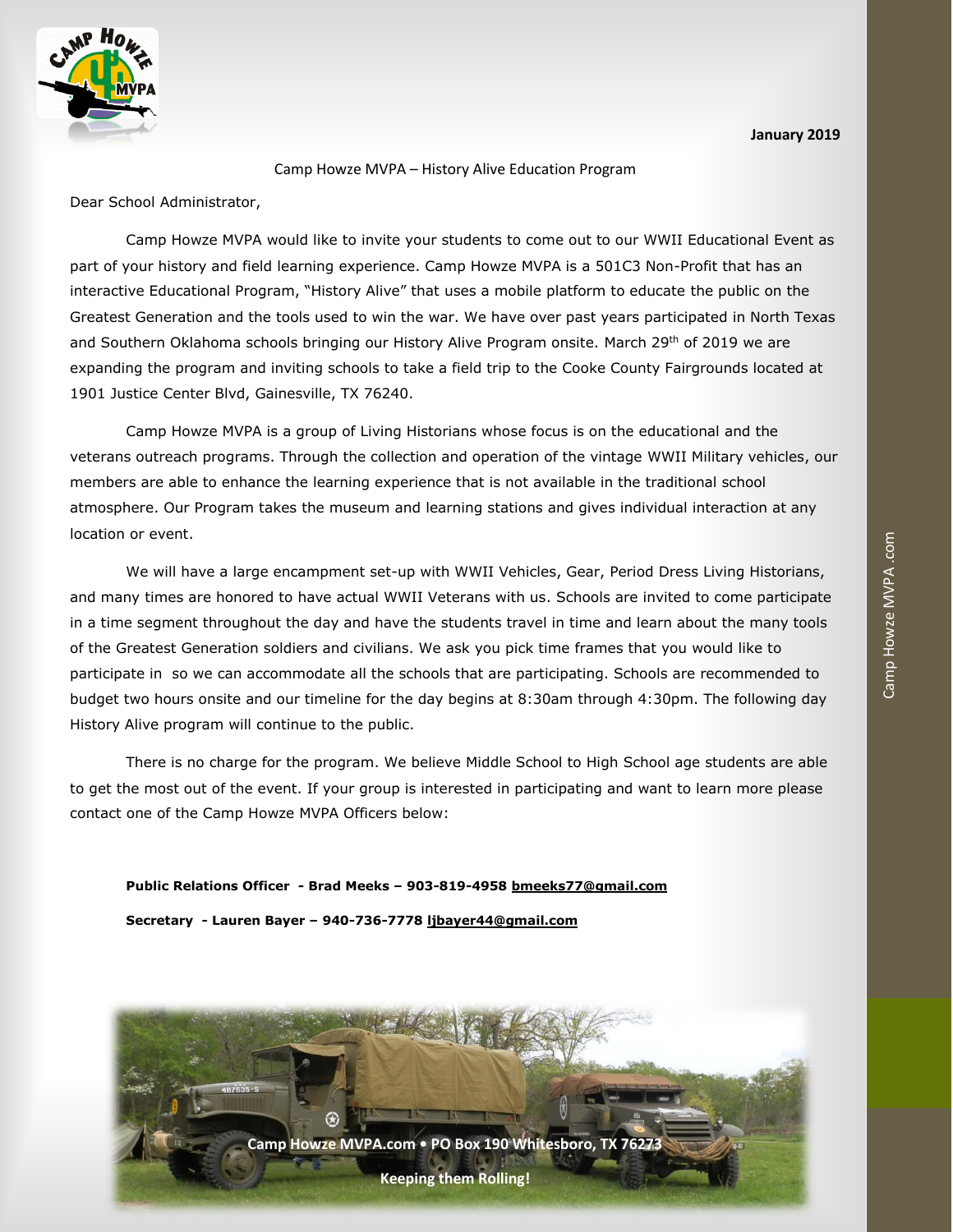**January 2019**

Camp Howze MVPA – History Alive Education Program

Dear School Administrator,

Camp Howze MVPA would like to invite your students to come out to our WWII Educational Event as part of your history and field learning experience. Camp Howze MVPA is a 501C3 Non-Profit that has an interactive Educational Program, "History Alive" that uses a mobile platform to educate the public on the Greatest Generation and the tools used to win the war. We have over past years participated in North Texas and Southern Oklahoma schools bringing our History Alive Program onsite. March 29th of 2019 we are expanding the program and inviting schools to take a field trip to the Cooke County Fairgrounds located at 1901 Justice Center Blvd, Gainesville, TX 76240.

Camp Howze MVPA is a group of Living Historians whose focus is on the educational and the veterans outreach programs. Through the collection and operation of the vintage WWII Military vehicles, our members are able to enhance the learning experience that is not available in the traditional school atmosphere. Our Program takes the museum and learning stations and gives individual interaction at any location or event.

We will have a large encampment set-up with WWII Vehicles, Gear, Period Dress Living Historians, and many times are honored to have actual WWII Veterans with us. Schools are invited to come participate in a time segment throughout the day and have the students travel in time and learn about the many tools of the Greatest Generation soldiers and civilians. We ask you pick time frames that you would like to participate in so we can accommodate all the schools that are participating. Schools are recommended to budget two hours onsite and our timeline for the day begins at 8:30am through 4:30pm. The following day History Alive program will continue to the public.

There is no charge for the program. We believe Middle School to High School age students are able to get the most out of the event. If your group is interested in participating and want to learn more please contact one of the Camp Howze MVPA Officers below:

**Public Relations Officer - Brad Meeks – 903-819-4958 bmeeks77@gmail.com**

**Secretary - Lauren Bayer – 940-736-7778 ljbayer44@gmail.com**

**Camp Howze MVPA.com • PO Box 190 Whitesboro, TX 76273**

**Keeping them Rolling!**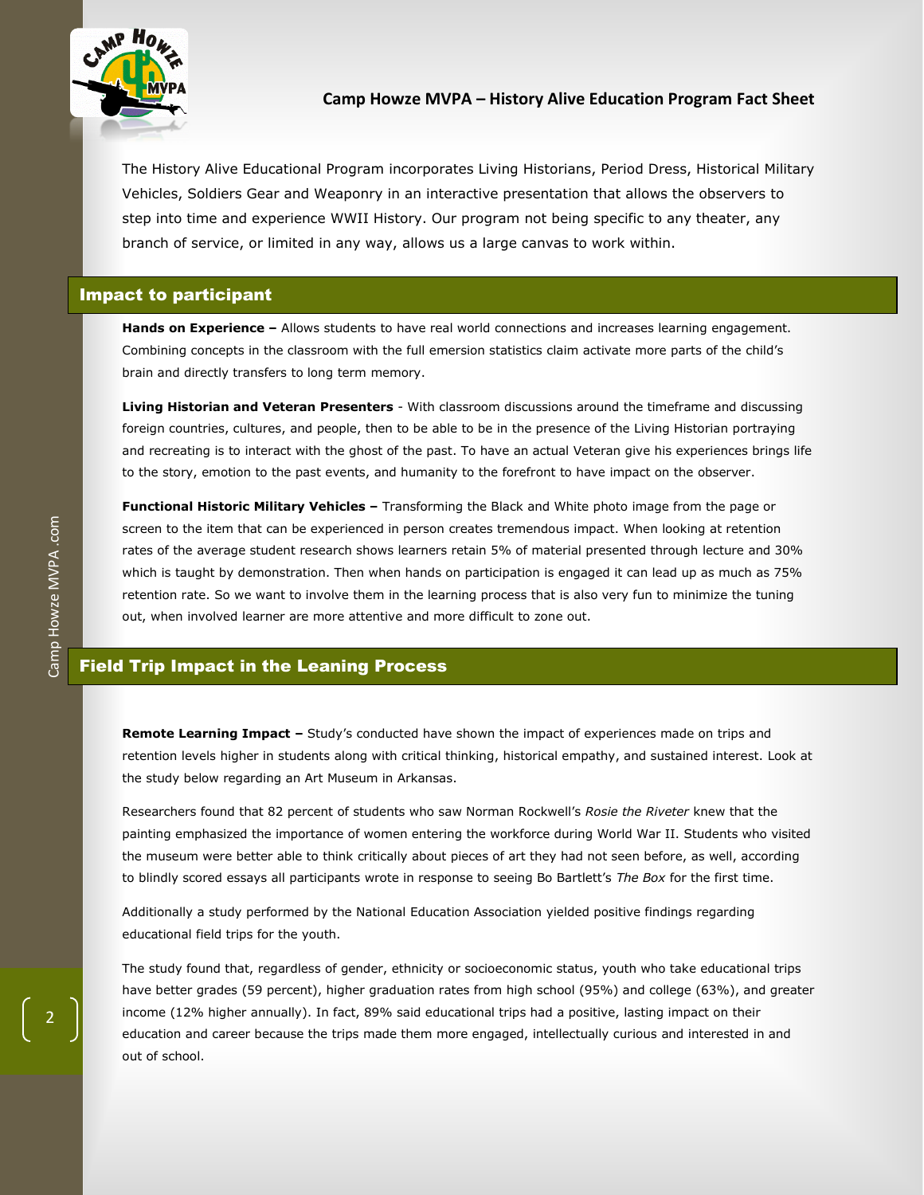# Camp Howze MVPA – History Alive Education Program Fact Sheet

The History Alive Educational Program incorporates Living Historians, Period Dress, Historical Military Vehicles, Soldiers Gear and Weaponry in an interactive presentation that allows the observers to step into time and experience WWII History. Our program not being specific to any theater, any branch of service, or limited in any way, allows us a large canvas to work within.

## Impact to participant

**Hands on Experience –** Allows students to have real world connections and increases learning engagement. Combining concepts in the classroom with the full emersion statistics claim activate more parts of the child's brain and directly transfers to long term memory.

**Living Historian and Veteran Presenters** - With classroom discussions around the timeframe and discussing foreign countries, cultures, and people, then to be able to be in the presence of the Living Historian portraying and recreating is to interact with the ghost of the past. To have an actual Veteran give his experiences brings life to the story, emotion to the past events, and humanity to the forefront to have impact on the observer.

**Functional Historic Military Vehicles –** Transforming the Black and White photo image from the page or screen to the item that can be experienced in person creates tremendous impact. When looking at retention rates of the average student research shows learners retain 5% of material presented through lecture and 30% which is taught by demonstration. Then when hands on participation is engaged it can lead up as much as 75% retention rate. So we want to involve them in the learning process that is also very fun to minimize the tuning out, when involved learner are more attentive and more difficult to zone out.

## Field Trip Impact in the Leaning Process

**Remote Learning Impact –** Study's conducted have shown the impact of experiences made on trips and retention levels higher in students along with critical thinking, historical empathy, and sustained interest. Look at the study below regarding an Art Museum in Arkansas.

Researchers found that 82 percent of students who saw Norman Rockwell's *Rosie the Riveter* knew that the painting emphasized the importance of women entering the workforce during World War II. Students who visited the museum were better able to think critically about pieces of art they had not seen before, as well, according to blindly scored essays all participants wrote in response to seeing Bo Bartlett's *The Box* for the first time.

Additionally a study performed by the National Education Association yielded positive findings regarding educational field trips for the youth.

The study found that, regardless of gender, ethnicity or socioeconomic status, youth who take educational trips have better grades (59 percent), higher graduation rates from high school (95%) and college (63%), and greater income (12% higher annually). In fact, 89% said educational trips had a positive, lasting impact on their education and career because the trips made them more engaged, intellectually curious and interested in and out of school.